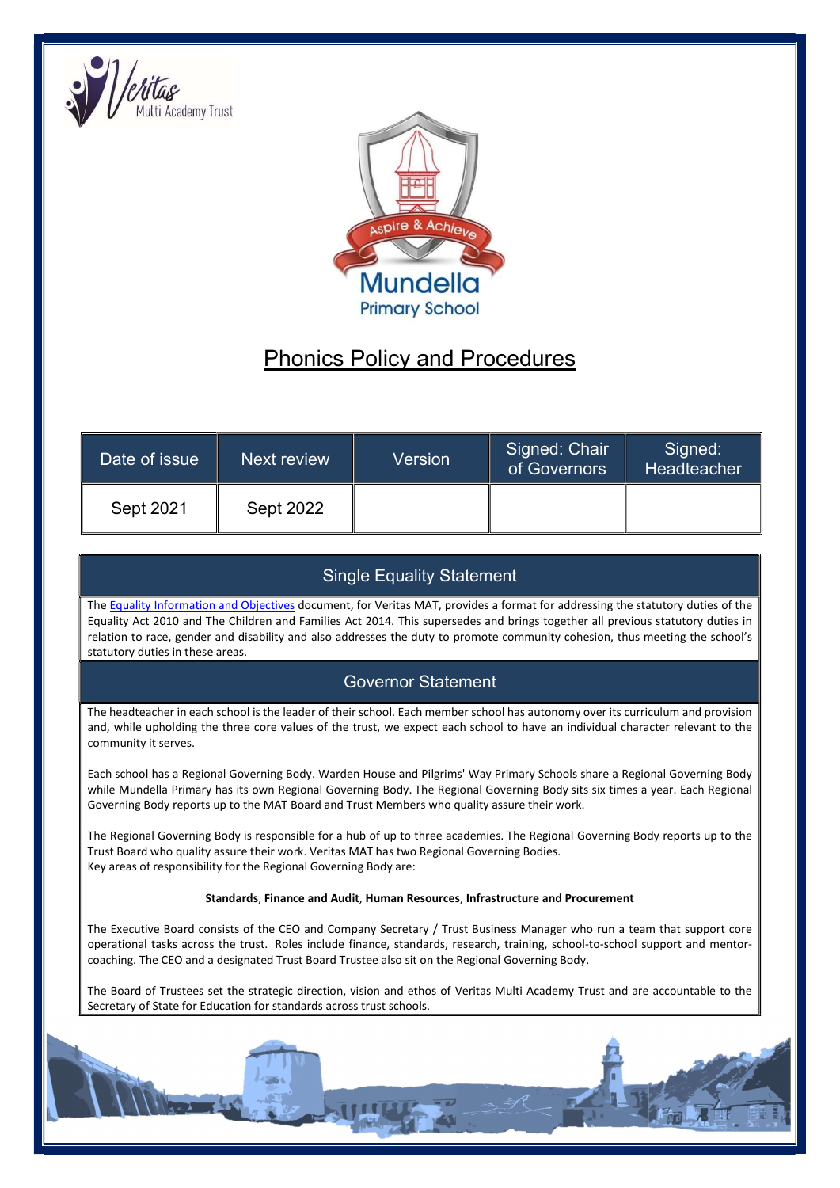Veritas Multi Academy Trust

Mundella Primary School

Aspire & Achieve

# Phonics Policy and Procedures

| Date of issue | Next review | Version | Signed: Chair of Governors | Signed: Headteacher |
|---|---|---|---|---|
| Sept 2021 | Sept 2022 | | | |

## Single Equality Statement

The Equality Information and Objectives document, for Veritas MAT, provides a format for addressing the statutory duties of the Equality Act 2010 and The Children and Families Act 2014. This supersedes and brings together all previous statutory duties in relation to race, gender and disability and also addresses the duty to promote community cohesion, thus meeting the school's statutory duties in these areas.

## Governor Statement

The headteacher in each school is the leader of their school. Each member school has autonomy over its curriculum and provision and, while upholding the three core values of the trust, we expect each school to have an individual character relevant to the community it serves.

Each school has a Regional Governing Body. Warden House and Pilgrims' Way Primary Schools share a Regional Governing Body while Mundella Primary has its own Regional Governing Body. The Regional Governing Body sits six times a year. Each Regional Governing Body reports up to the MAT Board and Trust Members who quality assure their work.

The Regional Governing Body is responsible for a hub of up to three academies. The Regional Governing Body reports up to the Trust Board who quality assure their work. Veritas MAT has two Regional Governing Bodies.
Key areas of responsibility for the Regional Governing Body are:

**Standards**, **Finance and Audit**, **Human Resources**, **Infrastructure and Procurement**

The Executive Board consists of the CEO and Company Secretary / Trust Business Manager who run a team that support core operational tasks across the trust. Roles include finance, standards, research, training, school-to-school support and mentor-coaching. The CEO and a designated Trust Board Trustee also sit on the Regional Governing Body.

The Board of Trustees set the strategic direction, vision and ethos of Veritas Multi Academy Trust and are accountable to the Secretary of State for Education for standards across trust schools.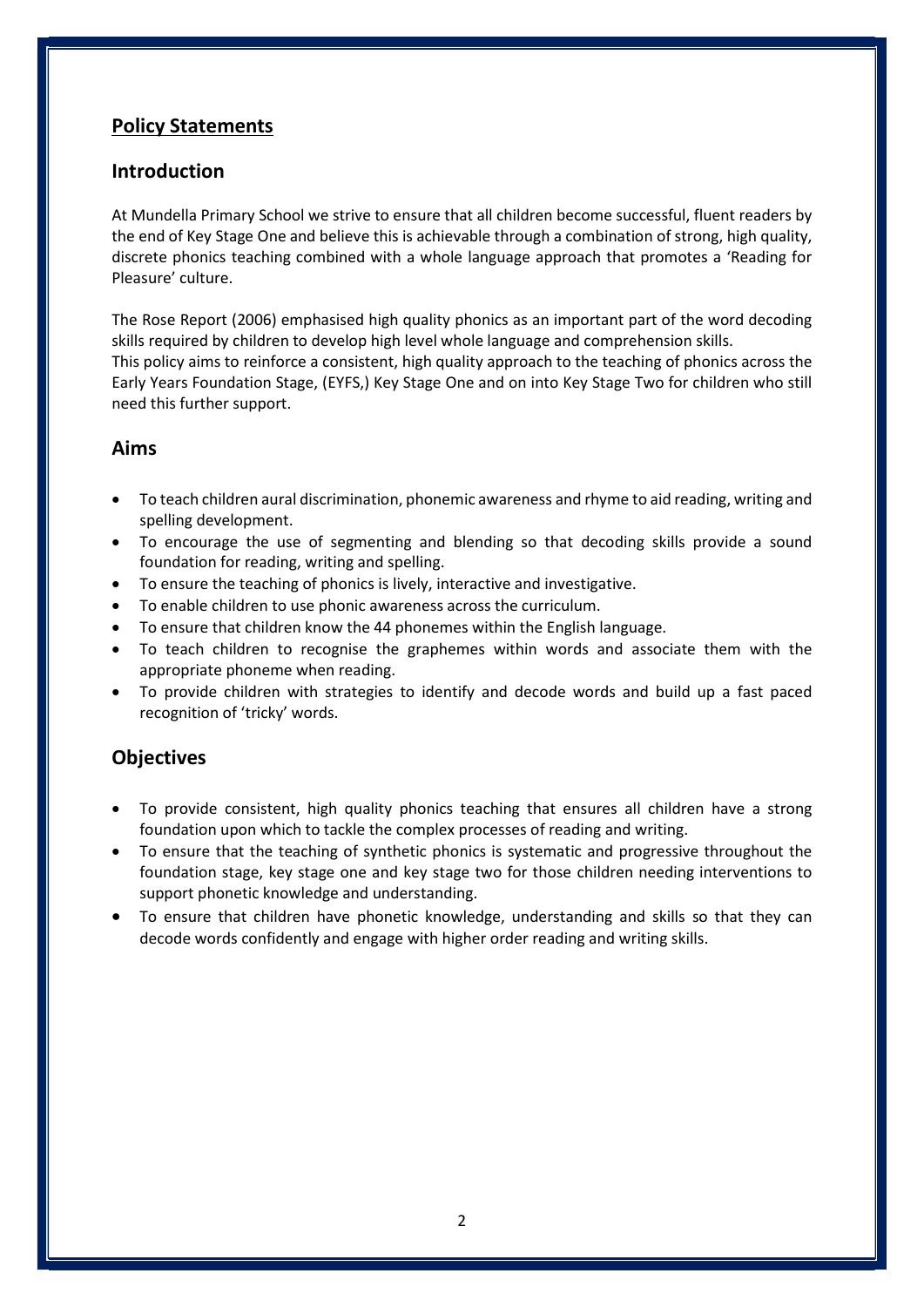## Policy Statements

## Introduction

At Mundella Primary School we strive to ensure that all children become successful, fluent readers by the end of Key Stage One and believe this is achievable through a combination of strong, high quality, discrete phonics teaching combined with a whole language approach that promotes a 'Reading for Pleasure' culture.

The Rose Report (2006) emphasised high quality phonics as an important part of the word decoding skills required by children to develop high level whole language and comprehension skills.
This policy aims to reinforce a consistent, high quality approach to the teaching of phonics across the Early Years Foundation Stage, (EYFS,) Key Stage One and on into Key Stage Two for children who still need this further support.

## Aims

- To teach children aural discrimination, phonemic awareness and rhyme to aid reading, writing and spelling development.
- To encourage the use of segmenting and blending so that decoding skills provide a sound foundation for reading, writing and spelling.
- To ensure the teaching of phonics is lively, interactive and investigative.
- To enable children to use phonic awareness across the curriculum.
- To ensure that children know the 44 phonemes within the English language.
- To teach children to recognise the graphemes within words and associate them with the appropriate phoneme when reading.
- To provide children with strategies to identify and decode words and build up a fast paced recognition of 'tricky' words.

## Objectives

- To provide consistent, high quality phonics teaching that ensures all children have a strong foundation upon which to tackle the complex processes of reading and writing.
- To ensure that the teaching of synthetic phonics is systematic and progressive throughout the foundation stage, key stage one and key stage two for those children needing interventions to support phonetic knowledge and understanding.
- To ensure that children have phonetic knowledge, understanding and skills so that they can decode words confidently and engage with higher order reading and writing skills.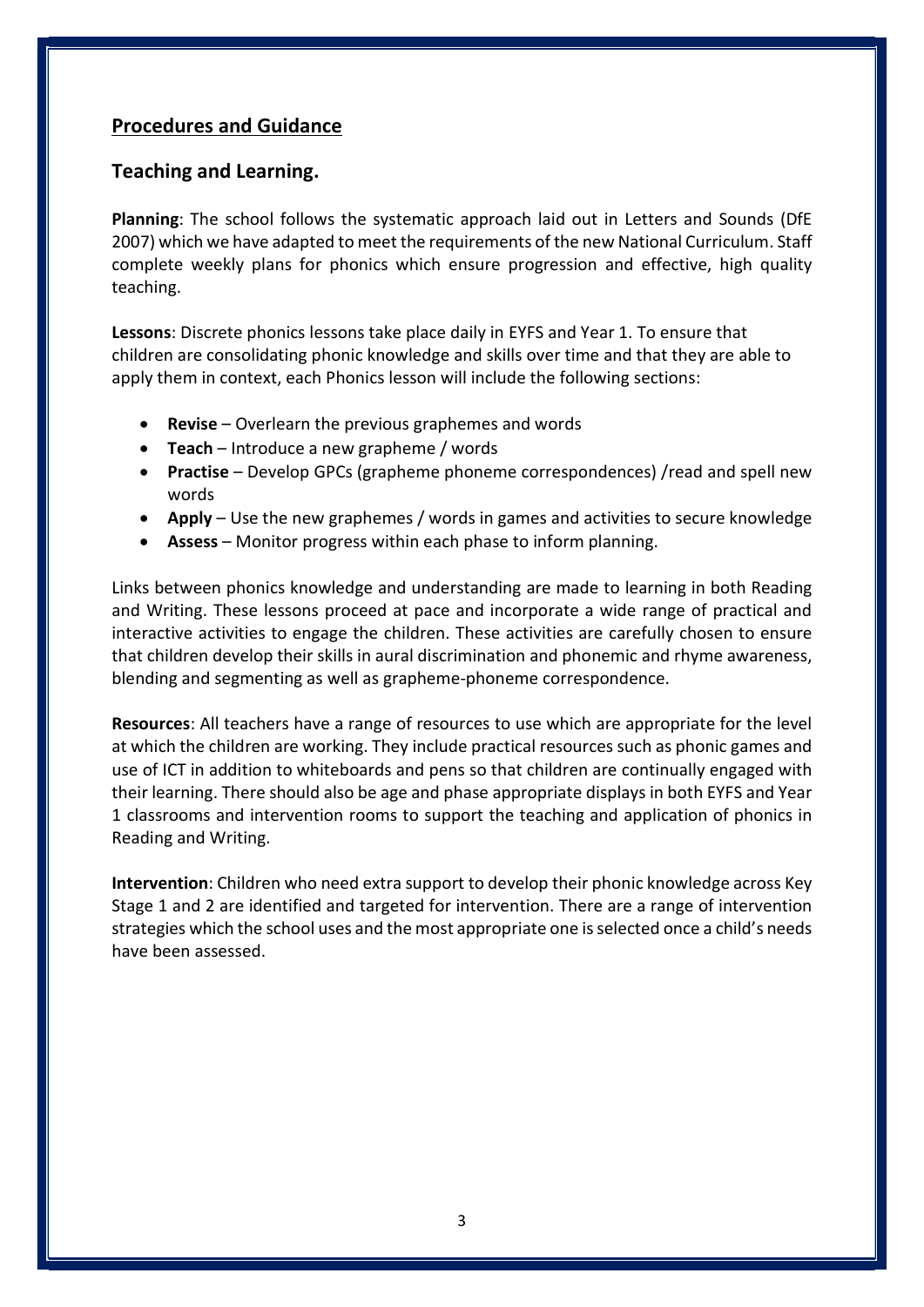## Procedures and Guidance

### Teaching and Learning.

**Planning**: The school follows the systematic approach laid out in Letters and Sounds (DfE 2007) which we have adapted to meet the requirements of the new National Curriculum. Staff complete weekly plans for phonics which ensure progression and effective, high quality teaching.

**Lessons**: Discrete phonics lessons take place daily in EYFS and Year 1. To ensure that children are consolidating phonic knowledge and skills over time and that they are able to apply them in context, each Phonics lesson will include the following sections:

- **Revise** – Overlearn the previous graphemes and words
- **Teach** – Introduce a new grapheme / words
- **Practise** – Develop GPCs (grapheme phoneme correspondences) /read and spell new words
- **Apply** – Use the new graphemes / words in games and activities to secure knowledge
- **Assess** – Monitor progress within each phase to inform planning.

Links between phonics knowledge and understanding are made to learning in both Reading and Writing. These lessons proceed at pace and incorporate a wide range of practical and interactive activities to engage the children. These activities are carefully chosen to ensure that children develop their skills in aural discrimination and phonemic and rhyme awareness, blending and segmenting as well as grapheme-phoneme correspondence.

**Resources**: All teachers have a range of resources to use which are appropriate for the level at which the children are working. They include practical resources such as phonic games and use of ICT in addition to whiteboards and pens so that children are continually engaged with their learning. There should also be age and phase appropriate displays in both EYFS and Year 1 classrooms and intervention rooms to support the teaching and application of phonics in Reading and Writing.

**Intervention**: Children who need extra support to develop their phonic knowledge across Key Stage 1 and 2 are identified and targeted for intervention. There are a range of intervention strategies which the school uses and the most appropriate one is selected once a child's needs have been assessed.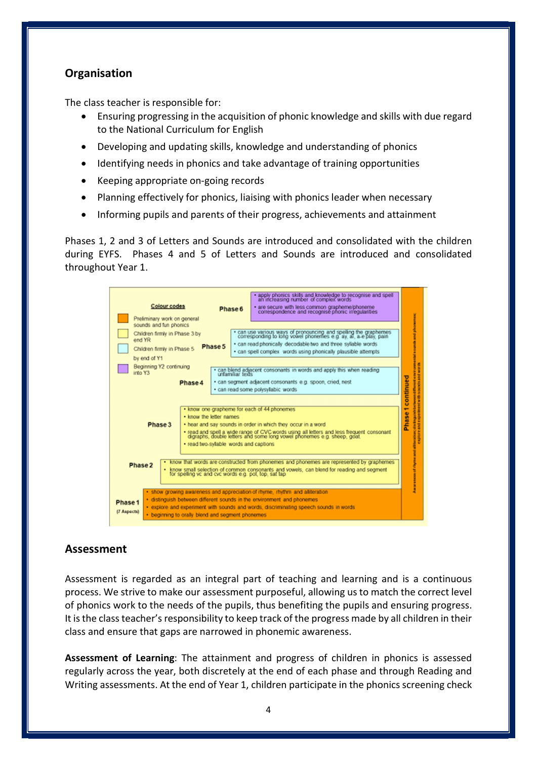## Organisation

The class teacher is responsible for:

- Ensuring progressing in the acquisition of phonic knowledge and skills with due regard to the National Curriculum for English
- Developing and updating skills, knowledge and understanding of phonics
- Identifying needs in phonics and take advantage of training opportunities
- Keeping appropriate on-going records
- Planning effectively for phonics, liaising with phonics leader when necessary
- Informing pupils and parents of their progress, achievements and attainment

Phases 1, 2 and 3 of Letters and Sounds are introduced and consolidated with the children during EYFS. Phases 4 and 5 of Letters and Sounds are introduced and consolidated throughout Year 1.

**Colour codes**

- Preliminary work on general sounds and fun phonics
- Children firmly in Phase 3 by end YR
- Children firmly in Phase 5 by end of Y1
- Beginning Y2 continuing into Y3

**Phase 6**
- apply phonics skills and knowledge to recognise and spell an increasing number of complex words
- are secure with less common grapheme/phoneme correspondence and recognise phonic irregularities

**Phase 5**
- can use various ways of pronouncing and spelling the graphemes corresponding to long vowel phonemes e.g. ay, ai, a-e play, pain
- can read phonically decodable two and three syllable words
- can spell complex words using phonically plausible attempts

**Phase 4**
- can blend adjacent consonants in words and apply this when reading unfamiliar texts
- can segment adjacent consonants e.g. spoon, cried, nest
- can read some polysyllabic words

**Phase 3**
- know one grapheme for each of 44 phonemes
- know the letter names
- hear and say sounds in order in which they occur in a word
- read and spell a wide range of CVC words using all letters and less frequent consonant digraphs, double letters and some long vowel phonemes e.g. sheep, goat
- read two-syllable words and captions

**Phase 2**
- know that words are constructed from phonemes and phonemes are represented by graphemes
- know small selection of common consonants and vowels, can blend for reading and segment for spelling vc and cvc words e.g. pot, top, sat tap

**Phase 1** (7 Aspects)
- show growing awareness and appreciation of rhyme, rhythm and alliteration
- distinguish between different sounds in the environment and phonemes
- explore and experiment with sounds and words, discriminating speech sounds in words
- beginning to orally blend and segment phonemes

**Phase 1 continued**: Awareness of rhyme and alliteration; distinguish between different environmental sounds and phonemes; explore and experiment with sounds and words

## Assessment

Assessment is regarded as an integral part of teaching and learning and is a continuous process. We strive to make our assessment purposeful, allowing us to match the correct level of phonics work to the needs of the pupils, thus benefiting the pupils and ensuring progress. It is the class teacher's responsibility to keep track of the progress made by all children in their class and ensure that gaps are narrowed in phonemic awareness.

**Assessment of Learning**: The attainment and progress of children in phonics is assessed regularly across the year, both discretely at the end of each phase and through Reading and Writing assessments. At the end of Year 1, children participate in the phonics screening check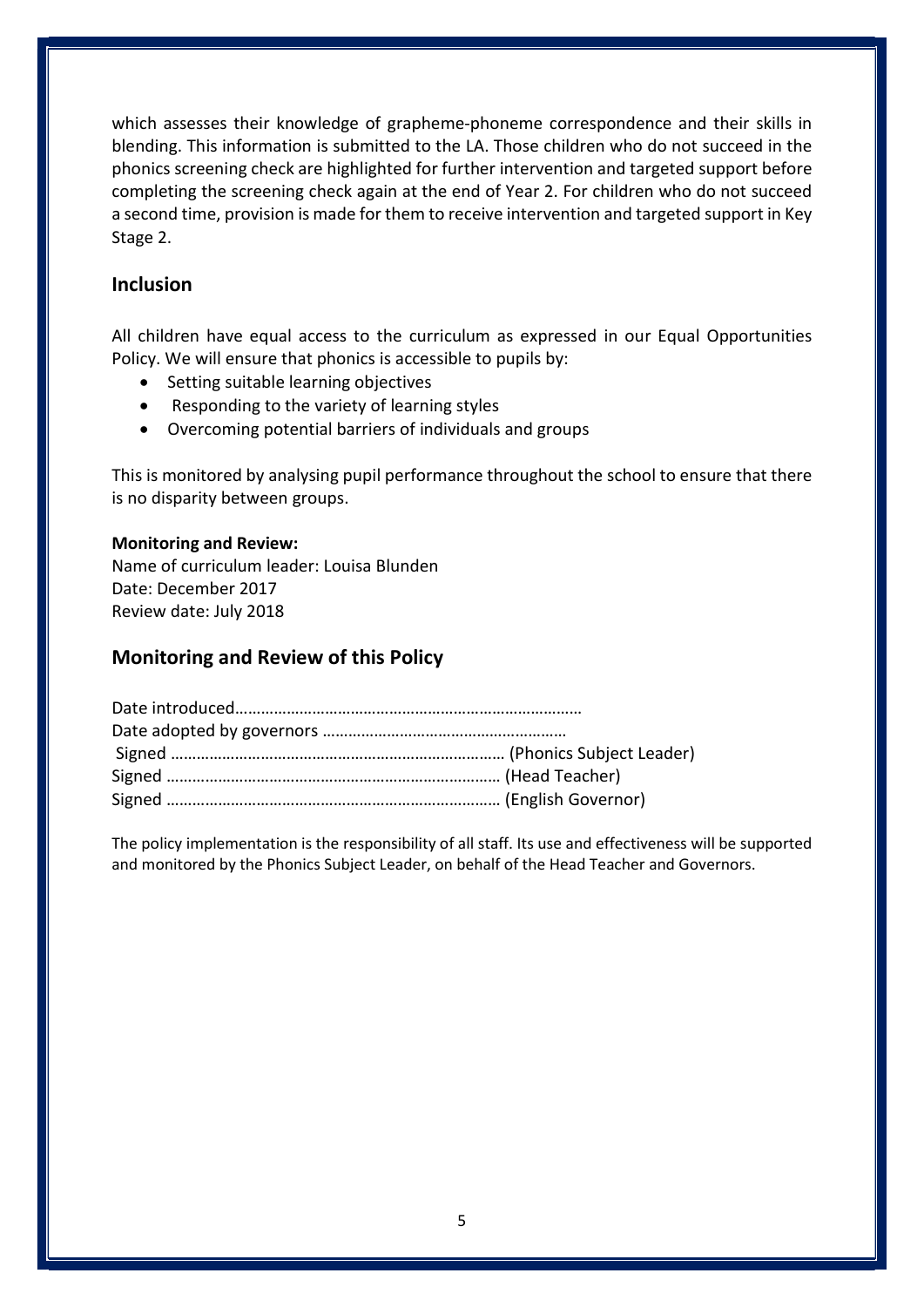which assesses their knowledge of grapheme-phoneme correspondence and their skills in blending. This information is submitted to the LA. Those children who do not succeed in the phonics screening check are highlighted for further intervention and targeted support before completing the screening check again at the end of Year 2. For children who do not succeed a second time, provision is made for them to receive intervention and targeted support in Key Stage 2.

## Inclusion

All children have equal access to the curriculum as expressed in our Equal Opportunities Policy. We will ensure that phonics is accessible to pupils by:

- Setting suitable learning objectives
- Responding to the variety of learning styles
- Overcoming potential barriers of individuals and groups

This is monitored by analysing pupil performance throughout the school to ensure that there is no disparity between groups.

**Monitoring and Review:**
Name of curriculum leader: Louisa Blunden
Date: December 2017
Review date: July 2018

## Monitoring and Review of this Policy

Date introduced……………………………………………………………………
Date adopted by governors …………………………………………………
Signed …………………………………………………………………… (Phonics Subject Leader)
Signed …………………………………………………………………… (Head Teacher)
Signed …………………………………………………………………… (English Governor)

The policy implementation is the responsibility of all staff. Its use and effectiveness will be supported and monitored by the Phonics Subject Leader, on behalf of the Head Teacher and Governors.